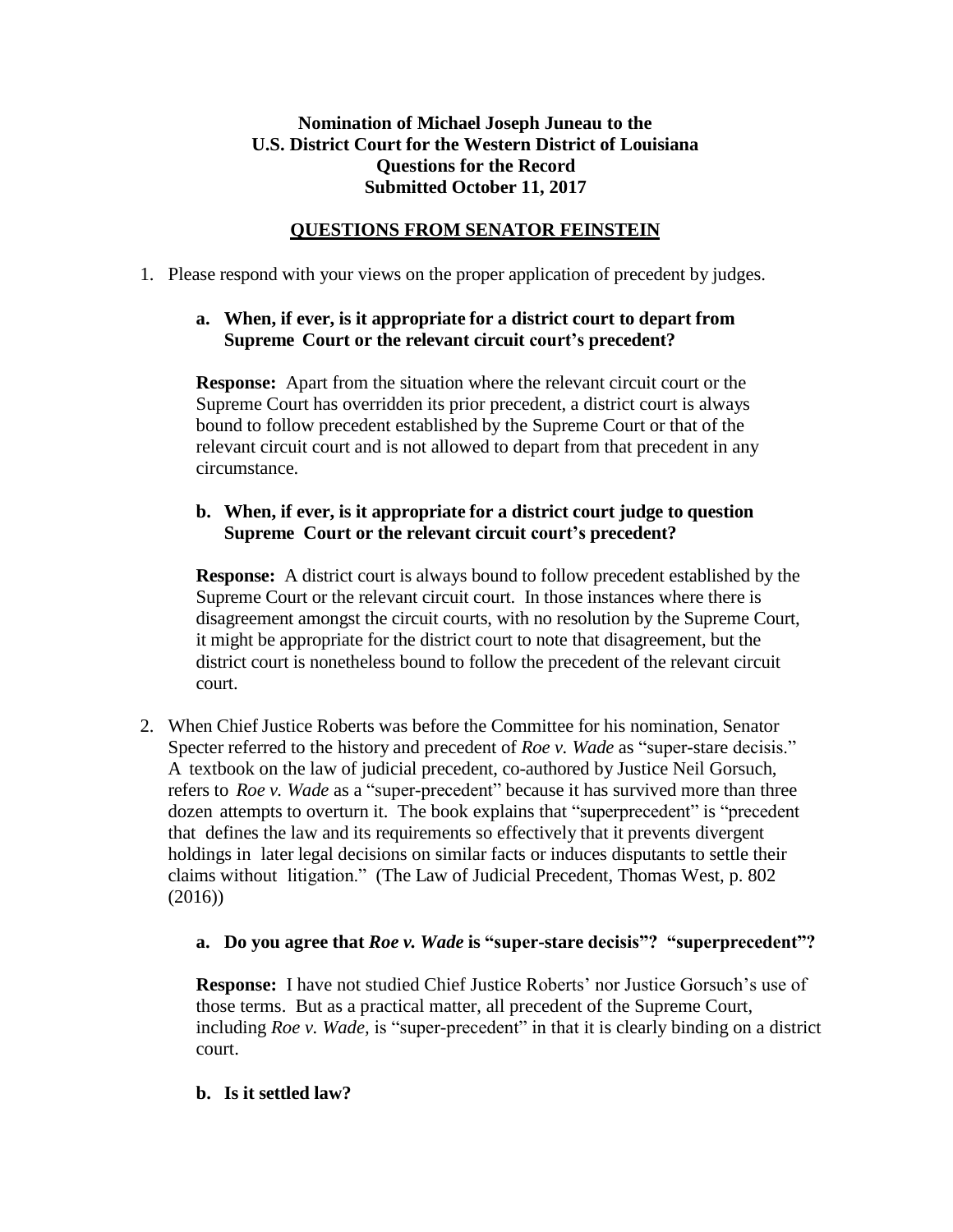**Nomination of Michael Joseph Juneau to the U.S. District Court for the Western District of Louisiana Questions for the Record Submitted October 11, 2017**

## QUESTIONS FROM SENATOR FEINSTEIN

1. Please respond with your views on the proper application of precedent by judges.

   **a. When, if ever, is it appropriate for a district court to depart from Supreme Court or the relevant circuit court's precedent?**

   **Response:** Apart from the situation where the relevant circuit court or the Supreme Court has overridden its prior precedent, a district court is always bound to follow precedent established by the Supreme Court or that of the relevant circuit court and is not allowed to depart from that precedent in any circumstance.

   **b. When, if ever, is it appropriate for a district court judge to question Supreme Court or the relevant circuit court's precedent?**

   **Response:** A district court is always bound to follow precedent established by the Supreme Court or the relevant circuit court. In those instances where there is disagreement amongst the circuit courts, with no resolution by the Supreme Court, it might be appropriate for the district court to note that disagreement, but the district court is nonetheless bound to follow the precedent of the relevant circuit court.

2. When Chief Justice Roberts was before the Committee for his nomination, Senator Specter referred to the history and precedent of *Roe v. Wade* as "super-stare decisis." A textbook on the law of judicial precedent, co-authored by Justice Neil Gorsuch, refers to *Roe v. Wade* as a "super-precedent" because it has survived more than three dozen attempts to overturn it. The book explains that "superprecedent" is "precedent that defines the law and its requirements so effectively that it prevents divergent holdings in later legal decisions on similar facts or induces disputants to settle their claims without litigation." (The Law of Judicial Precedent, Thomas West, p. 802 (2016))

   **a. Do you agree that *Roe v. Wade* is "super-stare decisis"? "superprecedent"?**

   **Response:** I have not studied Chief Justice Roberts' nor Justice Gorsuch's use of those terms. But as a practical matter, all precedent of the Supreme Court, including *Roe v. Wade*, is "super-precedent" in that it is clearly binding on a district court.

   **b. Is it settled law?**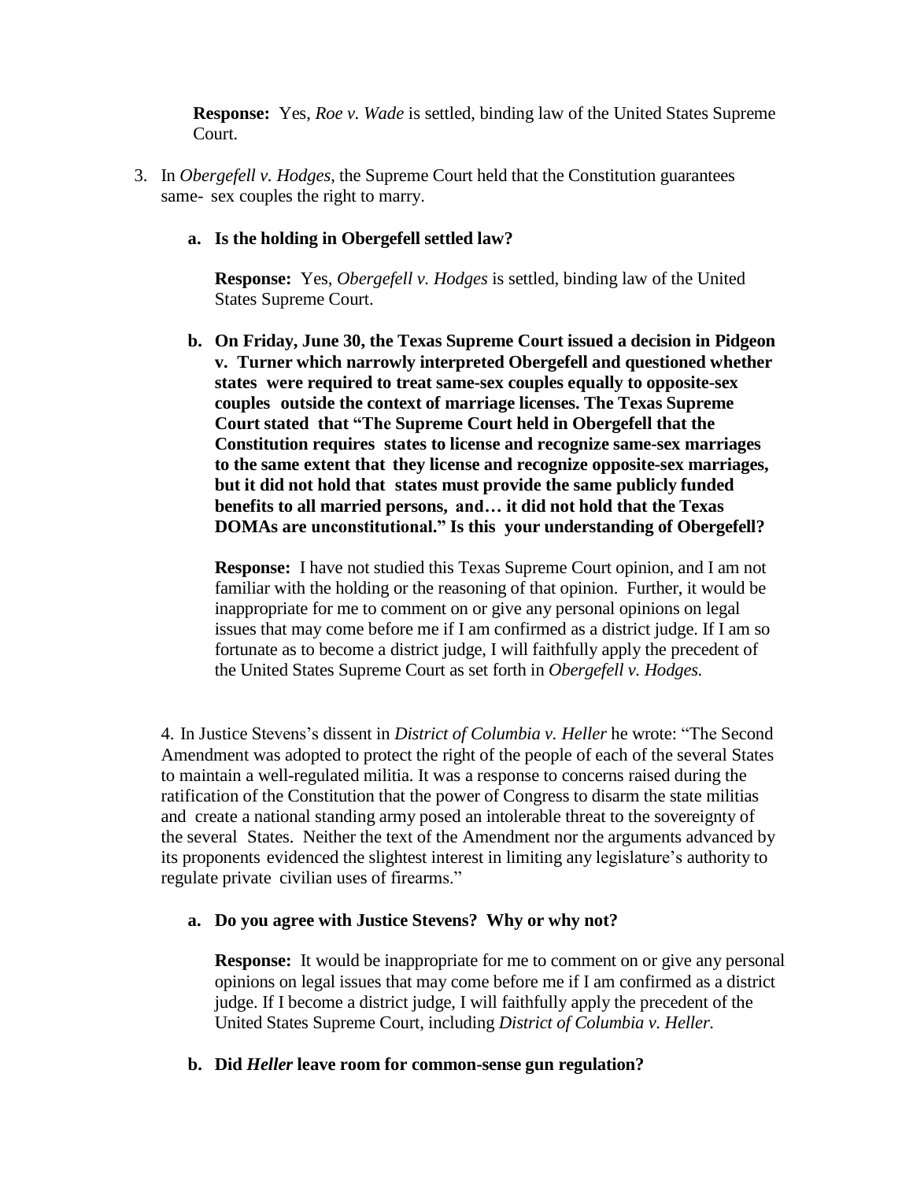**Response:** Yes, *Roe v. Wade* is settled, binding law of the United States Supreme Court.

3. In *Obergefell v. Hodges*, the Supreme Court held that the Constitution guarantees same- sex couples the right to marry.

   **a. Is the holding in Obergefell settled law?**

   **Response:** Yes, *Obergefell v. Hodges* is settled, binding law of the United States Supreme Court.

   **b. On Friday, June 30, the Texas Supreme Court issued a decision in Pidgeon v. Turner which narrowly interpreted Obergefell and questioned whether states were required to treat same-sex couples equally to opposite-sex couples outside the context of marriage licenses. The Texas Supreme Court stated that "The Supreme Court held in Obergefell that the Constitution requires states to license and recognize same-sex marriages to the same extent that they license and recognize opposite-sex marriages, but it did not hold that states must provide the same publicly funded benefits to all married persons, and… it did not hold that the Texas DOMAs are unconstitutional." Is this your understanding of Obergefell?**

   **Response:** I have not studied this Texas Supreme Court opinion, and I am not familiar with the holding or the reasoning of that opinion. Further, it would be inappropriate for me to comment on or give any personal opinions on legal issues that may come before me if I am confirmed as a district judge. If I am so fortunate as to become a district judge, I will faithfully apply the precedent of the United States Supreme Court as set forth in *Obergefell v. Hodges.*

4. In Justice Stevens's dissent in *District of Columbia v. Heller* he wrote: "The Second Amendment was adopted to protect the right of the people of each of the several States to maintain a well-regulated militia. It was a response to concerns raised during the ratification of the Constitution that the power of Congress to disarm the state militias and create a national standing army posed an intolerable threat to the sovereignty of the several States. Neither the text of the Amendment nor the arguments advanced by its proponents evidenced the slightest interest in limiting any legislature's authority to regulate private civilian uses of firearms."

   **a. Do you agree with Justice Stevens? Why or why not?**

   **Response:** It would be inappropriate for me to comment on or give any personal opinions on legal issues that may come before me if I am confirmed as a district judge. If I become a district judge, I will faithfully apply the precedent of the United States Supreme Court, including *District of Columbia v. Heller.*

   **b. Did *Heller* leave room for common-sense gun regulation?**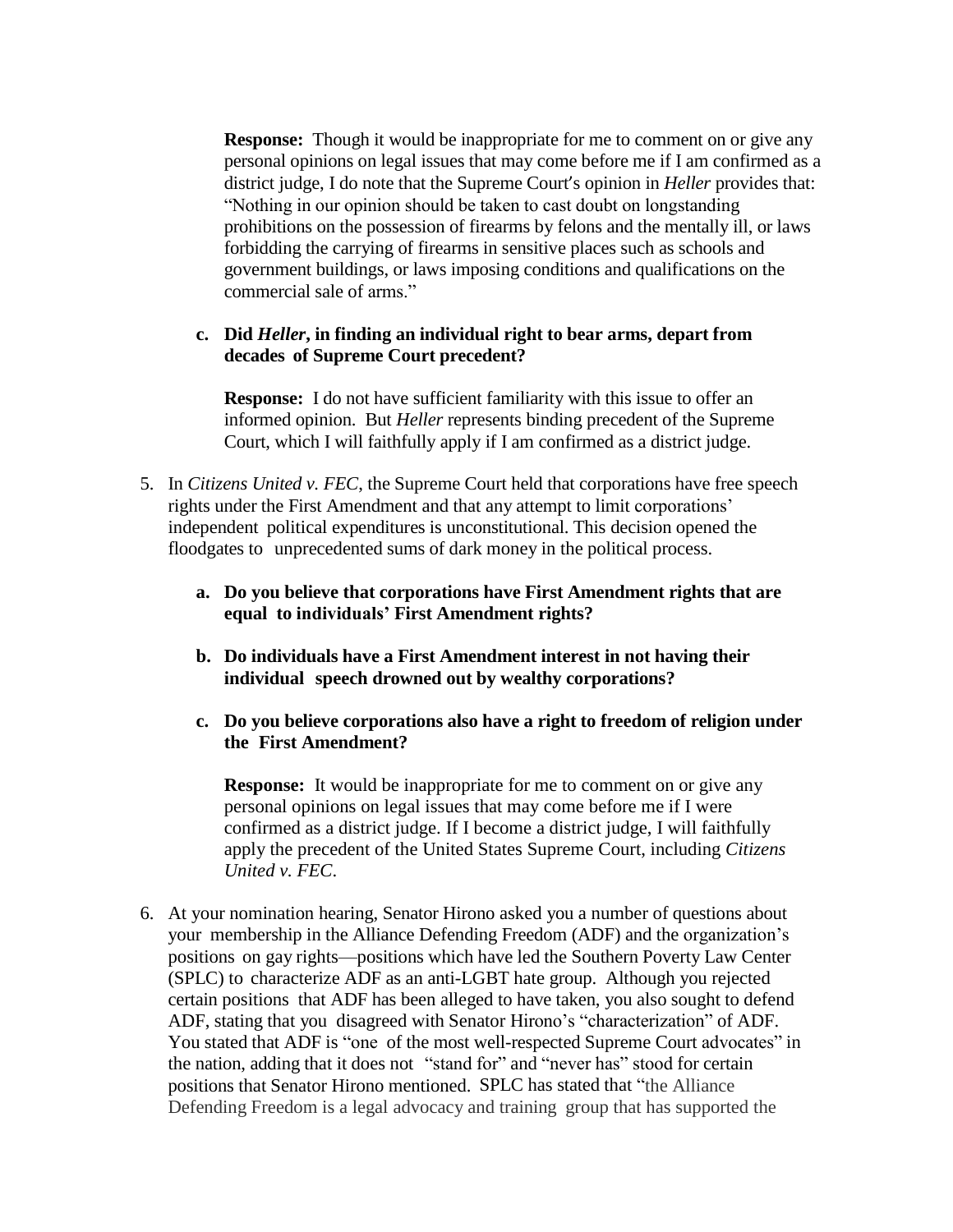**Response:** Though it would be inappropriate for me to comment on or give any personal opinions on legal issues that may come before me if I am confirmed as a district judge, I do note that the Supreme Court's opinion in *Heller* provides that: "Nothing in our opinion should be taken to cast doubt on longstanding prohibitions on the possession of firearms by felons and the mentally ill, or laws forbidding the carrying of firearms in sensitive places such as schools and government buildings, or laws imposing conditions and qualifications on the commercial sale of arms."

**c. Did *Heller*, in finding an individual right to bear arms, depart from decades of Supreme Court precedent?**

**Response:** I do not have sufficient familiarity with this issue to offer an informed opinion. But *Heller* represents binding precedent of the Supreme Court, which I will faithfully apply if I am confirmed as a district judge.

5. In *Citizens United v. FEC*, the Supreme Court held that corporations have free speech rights under the First Amendment and that any attempt to limit corporations' independent political expenditures is unconstitutional. This decision opened the floodgates to unprecedented sums of dark money in the political process.

   **a. Do you believe that corporations have First Amendment rights that are equal to individuals' First Amendment rights?**

   **b. Do individuals have a First Amendment interest in not having their individual speech drowned out by wealthy corporations?**

   **c. Do you believe corporations also have a right to freedom of religion under the First Amendment?**

   **Response:** It would be inappropriate for me to comment on or give any personal opinions on legal issues that may come before me if I were confirmed as a district judge. If I become a district judge, I will faithfully apply the precedent of the United States Supreme Court, including *Citizens United v. FEC*.

6. At your nomination hearing, Senator Hirono asked you a number of questions about your membership in the Alliance Defending Freedom (ADF) and the organization's positions on gay rights—positions which have led the Southern Poverty Law Center (SPLC) to characterize ADF as an anti-LGBT hate group. Although you rejected certain positions that ADF has been alleged to have taken, you also sought to defend ADF, stating that you disagreed with Senator Hirono's "characterization" of ADF. You stated that ADF is "one of the most well-respected Supreme Court advocates" in the nation, adding that it does not "stand for" and "never has" stood for certain positions that Senator Hirono mentioned. SPLC has stated that "the Alliance Defending Freedom is a legal advocacy and training group that has supported the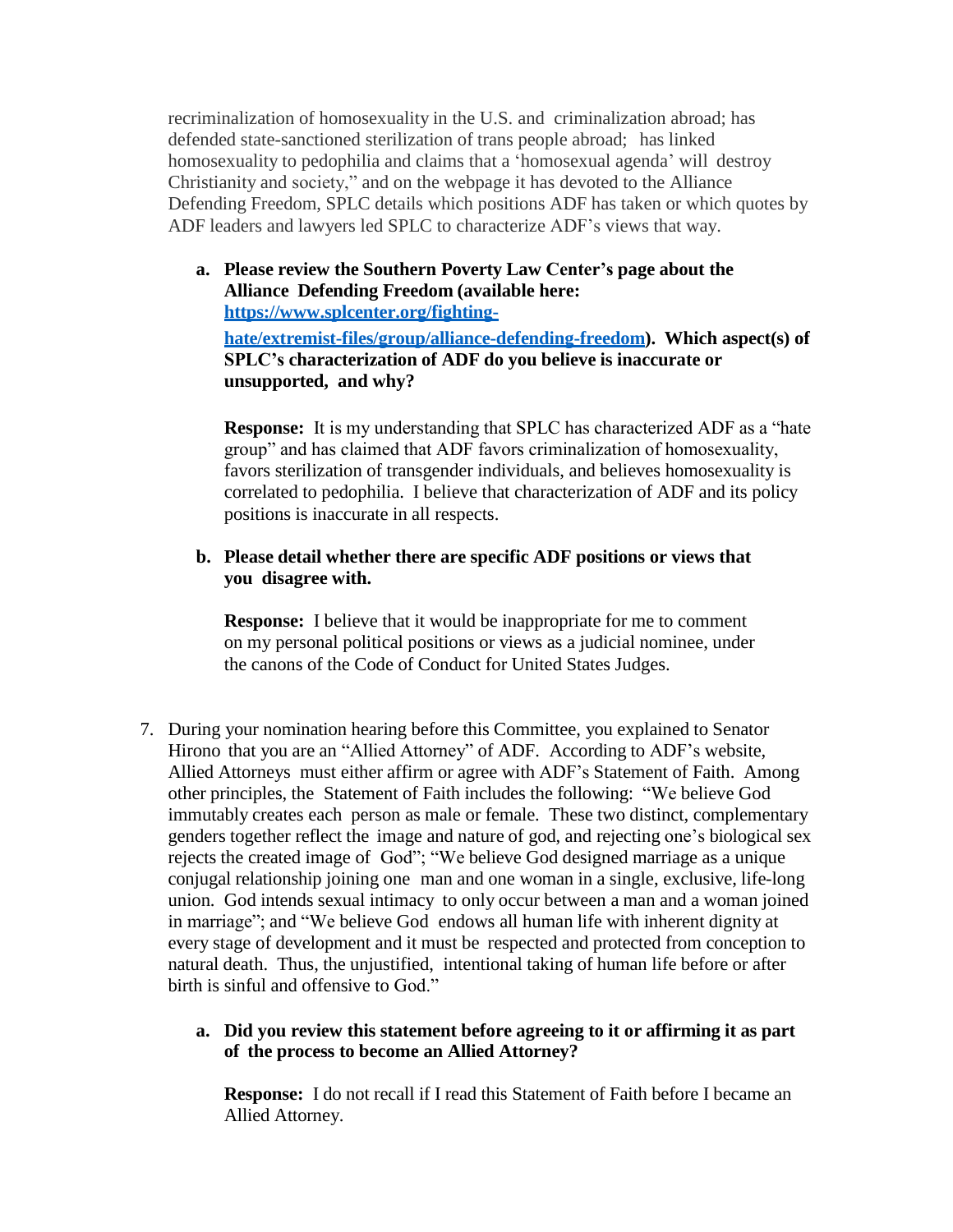recriminalization of homosexuality in the U.S. and criminalization abroad; has defended state-sanctioned sterilization of trans people abroad; has linked homosexuality to pedophilia and claims that a 'homosexual agenda' will destroy Christianity and society," and on the webpage it has devoted to the Alliance Defending Freedom, SPLC details which positions ADF has taken or which quotes by ADF leaders and lawyers led SPLC to characterize ADF's views that way.

   a. **Please review the Southern Poverty Law Center's page about the Alliance Defending Freedom (available here: [https://www.splcenter.org/fighting-hate/extremist-files/group/alliance-defending-freedom](https://www.splcenter.org/fighting-hate/extremist-files/group/alliance-defending-freedom)). Which aspect(s) of SPLC's characterization of ADF do you believe is inaccurate or unsupported, and why?**

      **Response:** It is my understanding that SPLC has characterized ADF as a "hate group" and has claimed that ADF favors criminalization of homosexuality, favors sterilization of transgender individuals, and believes homosexuality is correlated to pedophilia. I believe that characterization of ADF and its policy positions is inaccurate in all respects.

   b. **Please detail whether there are specific ADF positions or views that you disagree with.**

      **Response:** I believe that it would be inappropriate for me to comment on my personal political positions or views as a judicial nominee, under the canons of the Code of Conduct for United States Judges.

7. During your nomination hearing before this Committee, you explained to Senator Hirono that you are an "Allied Attorney" of ADF. According to ADF's website, Allied Attorneys must either affirm or agree with ADF's Statement of Faith. Among other principles, the Statement of Faith includes the following: "We believe God immutably creates each person as male or female. These two distinct, complementary genders together reflect the image and nature of god, and rejecting one's biological sex rejects the created image of God"; "We believe God designed marriage as a unique conjugal relationship joining one man and one woman in a single, exclusive, life-long union. God intends sexual intimacy to only occur between a man and a woman joined in marriage"; and "We believe God endows all human life with inherent dignity at every stage of development and it must be respected and protected from conception to natural death. Thus, the unjustified, intentional taking of human life before or after birth is sinful and offensive to God."

   a. **Did you review this statement before agreeing to it or affirming it as part of the process to become an Allied Attorney?**

      **Response:** I do not recall if I read this Statement of Faith before I became an Allied Attorney.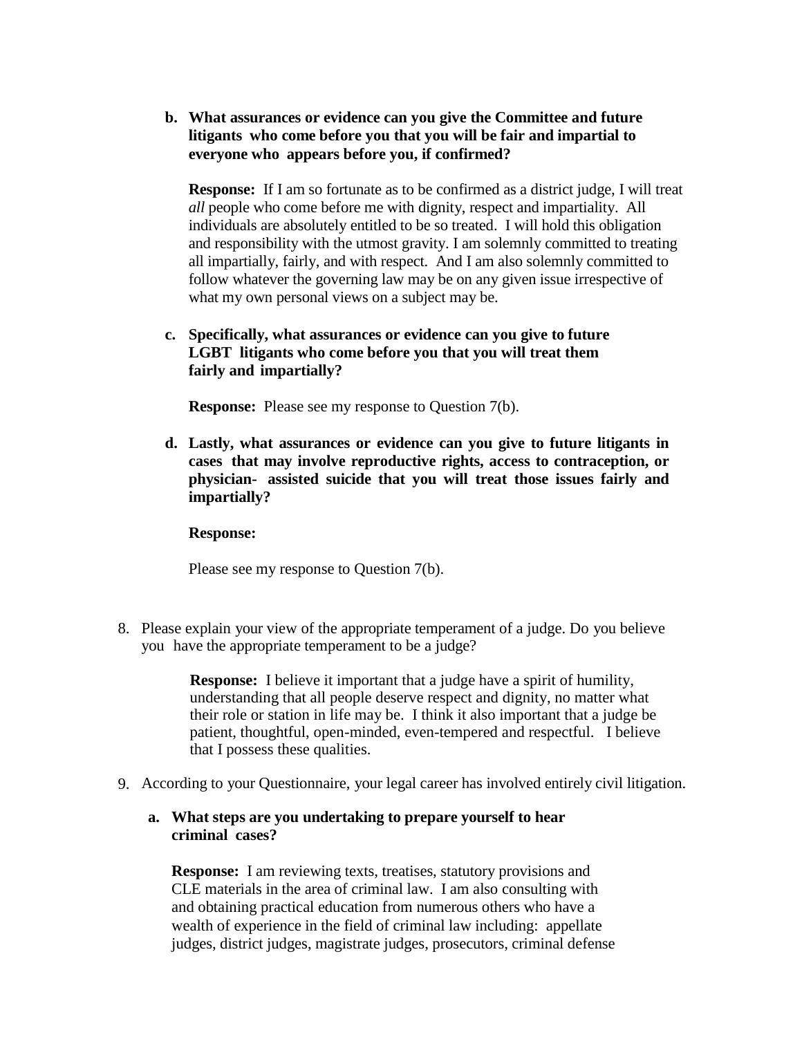b. **What assurances or evidence can you give the Committee and future litigants who come before you that you will be fair and impartial to everyone who appears before you, if confirmed?**

   **Response:** If I am so fortunate as to be confirmed as a district judge, I will treat *all* people who come before me with dignity, respect and impartiality. All individuals are absolutely entitled to be so treated. I will hold this obligation and responsibility with the utmost gravity. I am solemnly committed to treating all impartially, fairly, and with respect. And I am also solemnly committed to follow whatever the governing law may be on any given issue irrespective of what my own personal views on a subject may be.

c. **Specifically, what assurances or evidence can you give to future LGBT litigants who come before you that you will treat them fairly and impartially?**

   **Response:** Please see my response to Question 7(b).

d. **Lastly, what assurances or evidence can you give to future litigants in cases that may involve reproductive rights, access to contraception, or physician- assisted suicide that you will treat those issues fairly and impartially?**

   **Response:**

   Please see my response to Question 7(b).

8. Please explain your view of the appropriate temperament of a judge. Do you believe you have the appropriate temperament to be a judge?

   **Response:** I believe it important that a judge have a spirit of humility, understanding that all people deserve respect and dignity, no matter what their role or station in life may be. I think it also important that a judge be patient, thoughtful, open-minded, even-tempered and respectful. I believe that I possess these qualities.

9. According to your Questionnaire, your legal career has involved entirely civil litigation.

   a. **What steps are you undertaking to prepare yourself to hear criminal cases?**

      **Response:** I am reviewing texts, treatises, statutory provisions and CLE materials in the area of criminal law. I am also consulting with and obtaining practical education from numerous others who have a wealth of experience in the field of criminal law including: appellate judges, district judges, magistrate judges, prosecutors, criminal defense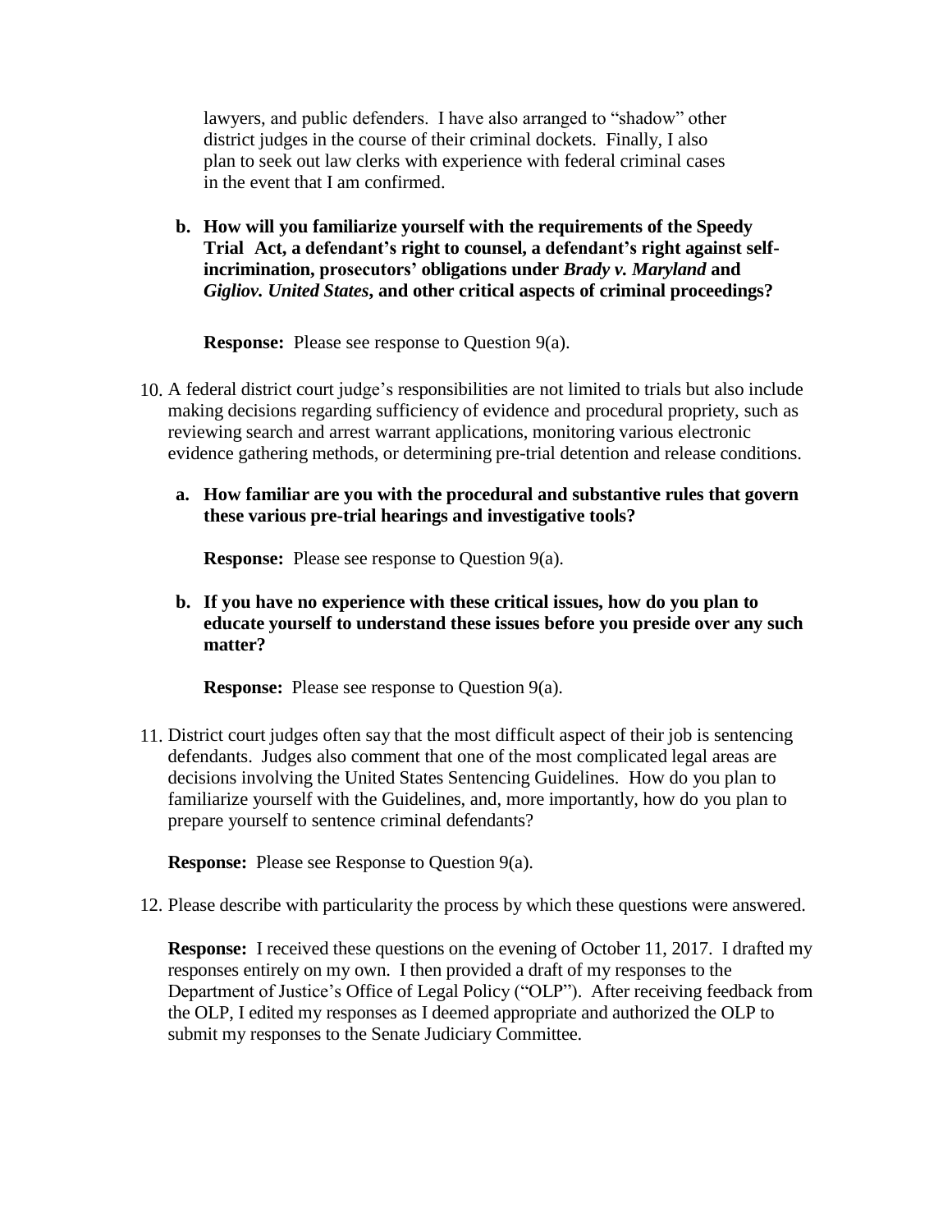lawyers, and public defenders. I have also arranged to "shadow" other district judges in the course of their criminal dockets. Finally, I also plan to seek out law clerks with experience with federal criminal cases in the event that I am confirmed.

**b. How will you familiarize yourself with the requirements of the Speedy Trial Act, a defendant's right to counsel, a defendant's right against self-incrimination, prosecutors' obligations under *Brady v. Maryland* and *Gigliov. United States*, and other critical aspects of criminal proceedings?**

**Response:** Please see response to Question 9(a).

10. A federal district court judge's responsibilities are not limited to trials but also include making decisions regarding sufficiency of evidence and procedural propriety, such as reviewing search and arrest warrant applications, monitoring various electronic evidence gathering methods, or determining pre-trial detention and release conditions.

**a. How familiar are you with the procedural and substantive rules that govern these various pre-trial hearings and investigative tools?**

**Response:** Please see response to Question 9(a).

**b. If you have no experience with these critical issues, how do you plan to educate yourself to understand these issues before you preside over any such matter?**

**Response:** Please see response to Question 9(a).

11. District court judges often say that the most difficult aspect of their job is sentencing defendants. Judges also comment that one of the most complicated legal areas are decisions involving the United States Sentencing Guidelines. How do you plan to familiarize yourself with the Guidelines, and, more importantly, how do you plan to prepare yourself to sentence criminal defendants?

**Response:** Please see Response to Question 9(a).

12. Please describe with particularity the process by which these questions were answered.

**Response:** I received these questions on the evening of October 11, 2017. I drafted my responses entirely on my own. I then provided a draft of my responses to the Department of Justice's Office of Legal Policy ("OLP"). After receiving feedback from the OLP, I edited my responses as I deemed appropriate and authorized the OLP to submit my responses to the Senate Judiciary Committee.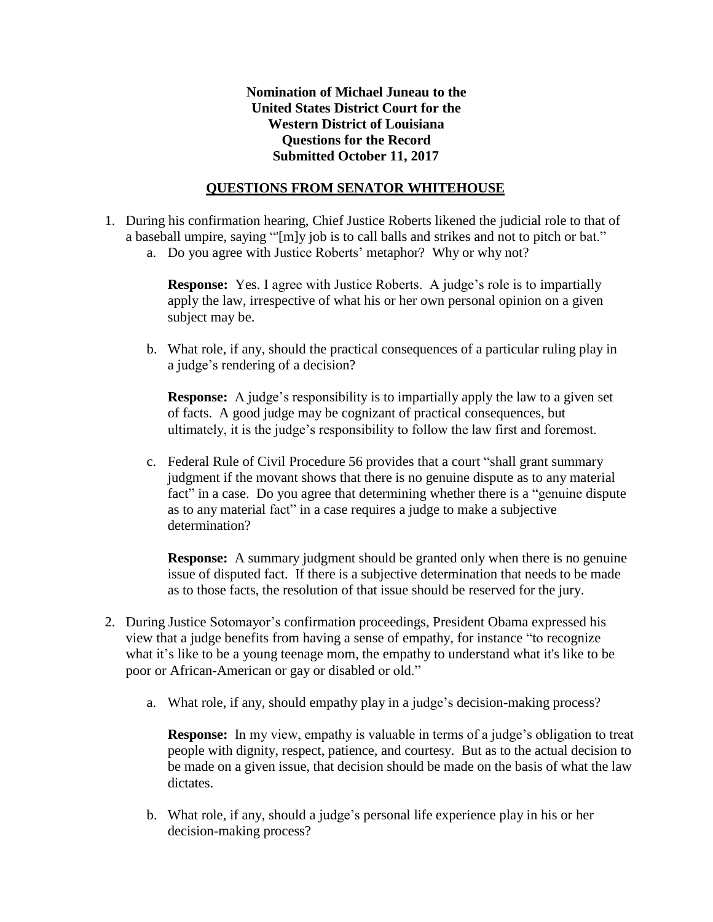**Nomination of Michael Juneau to the**
**United States District Court for the**
**Western District of Louisiana**
**Questions for the Record**
**Submitted October 11, 2017**

## QUESTIONS FROM SENATOR WHITEHOUSE

1. During his confirmation hearing, Chief Justice Roberts likened the judicial role to that of a baseball umpire, saying "'[m]y job is to call balls and strikes and not to pitch or bat."
   a. Do you agree with Justice Roberts' metaphor? Why or why not?

      **Response:** Yes. I agree with Justice Roberts. A judge's role is to impartially apply the law, irrespective of what his or her own personal opinion on a given subject may be.

   b. What role, if any, should the practical consequences of a particular ruling play in a judge's rendering of a decision?

      **Response:** A judge's responsibility is to impartially apply the law to a given set of facts. A good judge may be cognizant of practical consequences, but ultimately, it is the judge's responsibility to follow the law first and foremost.

   c. Federal Rule of Civil Procedure 56 provides that a court "shall grant summary judgment if the movant shows that there is no genuine dispute as to any material fact" in a case. Do you agree that determining whether there is a "genuine dispute as to any material fact" in a case requires a judge to make a subjective determination?

      **Response:** A summary judgment should be granted only when there is no genuine issue of disputed fact. If there is a subjective determination that needs to be made as to those facts, the resolution of that issue should be reserved for the jury.

2. During Justice Sotomayor's confirmation proceedings, President Obama expressed his view that a judge benefits from having a sense of empathy, for instance "to recognize what it's like to be a young teenage mom, the empathy to understand what it's like to be poor or African-American or gay or disabled or old."

   a. What role, if any, should empathy play in a judge's decision-making process?

      **Response:** In my view, empathy is valuable in terms of a judge's obligation to treat people with dignity, respect, patience, and courtesy. But as to the actual decision to be made on a given issue, that decision should be made on the basis of what the law dictates.

   b. What role, if any, should a judge's personal life experience play in his or her decision-making process?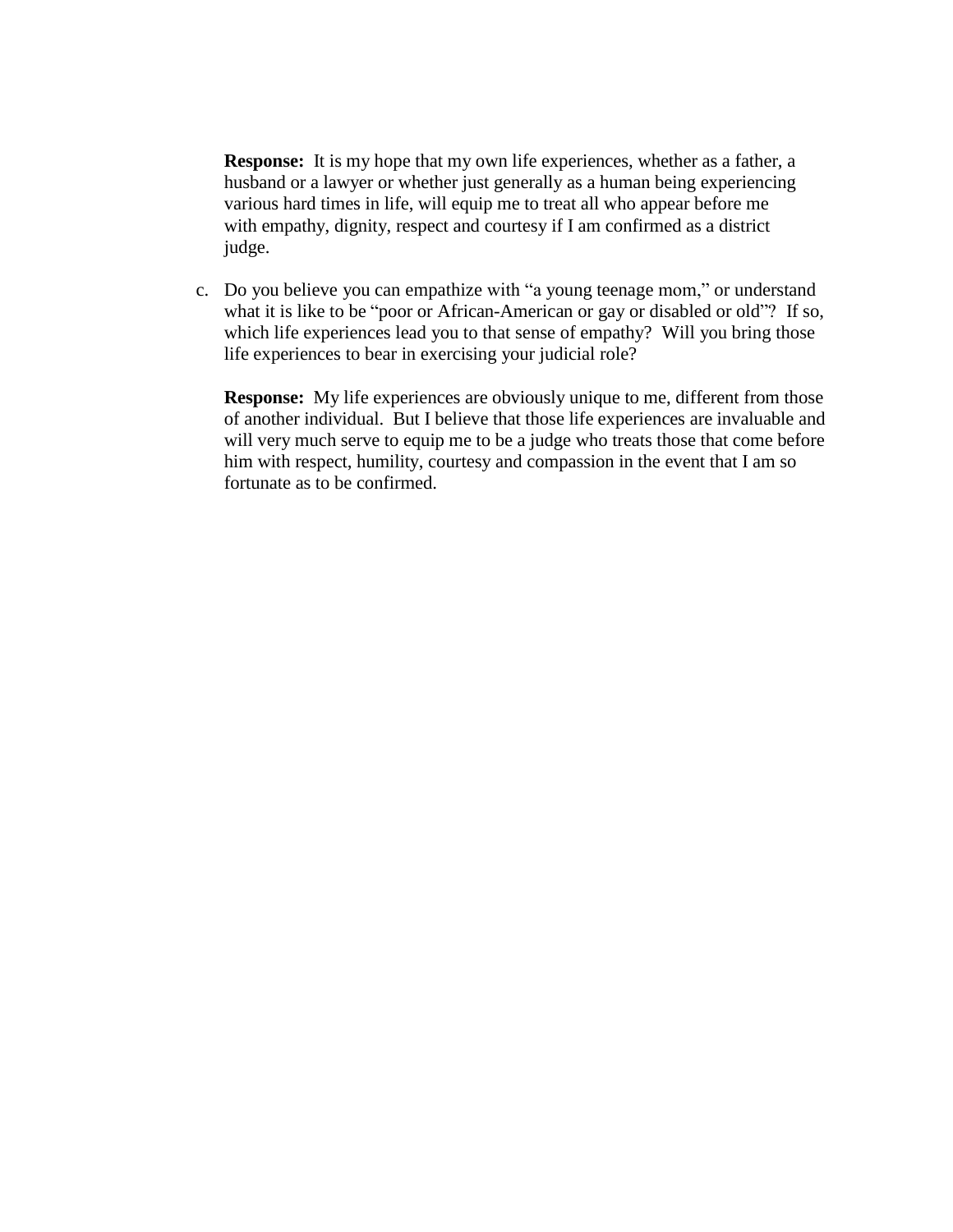**Response:** It is my hope that my own life experiences, whether as a father, a husband or a lawyer or whether just generally as a human being experiencing various hard times in life, will equip me to treat all who appear before me with empathy, dignity, respect and courtesy if I am confirmed as a district judge.

c. Do you believe you can empathize with "a young teenage mom," or understand what it is like to be "poor or African-American or gay or disabled or old"? If so, which life experiences lead you to that sense of empathy? Will you bring those life experiences to bear in exercising your judicial role?

   **Response:** My life experiences are obviously unique to me, different from those of another individual. But I believe that those life experiences are invaluable and will very much serve to equip me to be a judge who treats those that come before him with respect, humility, courtesy and compassion in the event that I am so fortunate as to be confirmed.